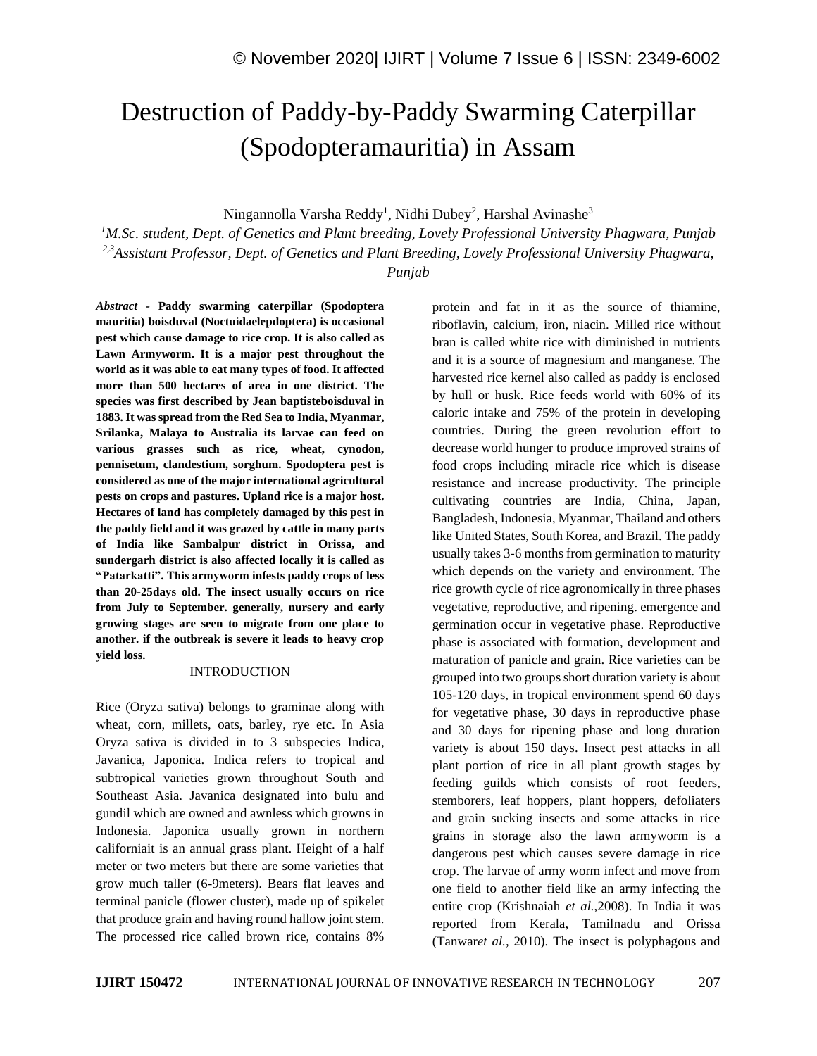# Destruction of Paddy-by-Paddy Swarming Caterpillar (Spodopteramauritia) in Assam

Ningannolla Varsha Reddy[1], Nidhi Dubey[2], Harshal Avinashe[3]

[1]*M.Sc. student, Dept. of Genetics and Plant breeding, Lovely Professional University Phagwara, Punjab*
[2,3]*Assistant Professor, Dept. of Genetics and Plant Breeding, Lovely Professional University Phagwara, Punjab*

***Abstract*** **- Paddy swarming caterpillar (Spodoptera mauritia) boisduval (Noctuidaelepdoptera) is occasional pest which cause damage to rice crop. It is also called as Lawn Armyworm. It is a major pest throughout the world as it was able to eat many types of food. It affected more than 500 hectares of area in one district. The species was first described by Jean baptisteboisduval in 1883. It was spread from the Red Sea to India, Myanmar, Srilanka, Malaya to Australia its larvae can feed on various grasses such as rice, wheat, cynodon, pennisetum, clandestium, sorghum. Spodoptera pest is considered as one of the major international agricultural pests on crops and pastures. Upland rice is a major host. Hectares of land has completely damaged by this pest in the paddy field and it was grazed by cattle in many parts of India like Sambalpur district in Orissa, and sundergarh district is also affected locally it is called as "Patarkatti". This armyworm infests paddy crops of less than 20-25days old. The insect usually occurs on rice from July to September. generally, nursery and early growing stages are seen to migrate from one place to another. if the outbreak is severe it leads to heavy crop yield loss.**

## INTRODUCTION

Rice (Oryza sativa) belongs to graminae along with wheat, corn, millets, oats, barley, rye etc. In Asia Oryza sativa is divided in to 3 subspecies Indica, Javanica, Japonica. Indica refers to tropical and subtropical varieties grown throughout South and Southeast Asia. Javanica designated into bulu and gundil which are owned and awnless which growns in Indonesia. Japonica usually grown in northern californiait is an annual grass plant. Height of a half meter or two meters but there are some varieties that grow much taller (6-9meters). Bears flat leaves and terminal panicle (flower cluster), made up of spikelet that produce grain and having round hallow joint stem. The processed rice called brown rice, contains 8% protein and fat in it as the source of thiamine, riboflavin, calcium, iron, niacin. Milled rice without bran is called white rice with diminished in nutrients and it is a source of magnesium and manganese. The harvested rice kernel also called as paddy is enclosed by hull or husk. Rice feeds world with 60% of its caloric intake and 75% of the protein in developing countries. During the green revolution effort to decrease world hunger to produce improved strains of food crops including miracle rice which is disease resistance and increase productivity. The principle cultivating countries are India, China, Japan, Bangladesh, Indonesia, Myanmar, Thailand and others like United States, South Korea, and Brazil. The paddy usually takes 3-6 months from germination to maturity which depends on the variety and environment. The rice growth cycle of rice agronomically in three phases vegetative, reproductive, and ripening. emergence and germination occur in vegetative phase. Reproductive phase is associated with formation, development and maturation of panicle and grain. Rice varieties can be grouped into two groups short duration variety is about 105-120 days, in tropical environment spend 60 days for vegetative phase, 30 days in reproductive phase and 30 days for ripening phase and long duration variety is about 150 days. Insect pest attacks in all plant portion of rice in all plant growth stages by feeding guilds which consists of root feeders, stemborers, leaf hoppers, plant hoppers, defoliaters and grain sucking insects and some attacks in rice grains in storage also the lawn armyworm is a dangerous pest which causes severe damage in rice crop. The larvae of army worm infect and move from one field to another field like an army infecting the entire crop (Krishnaiah *et al.,*2008). In India it was reported from Kerala, Tamilnadu and Orissa (Tanwar*et al.,* 2010). The insect is polyphagous and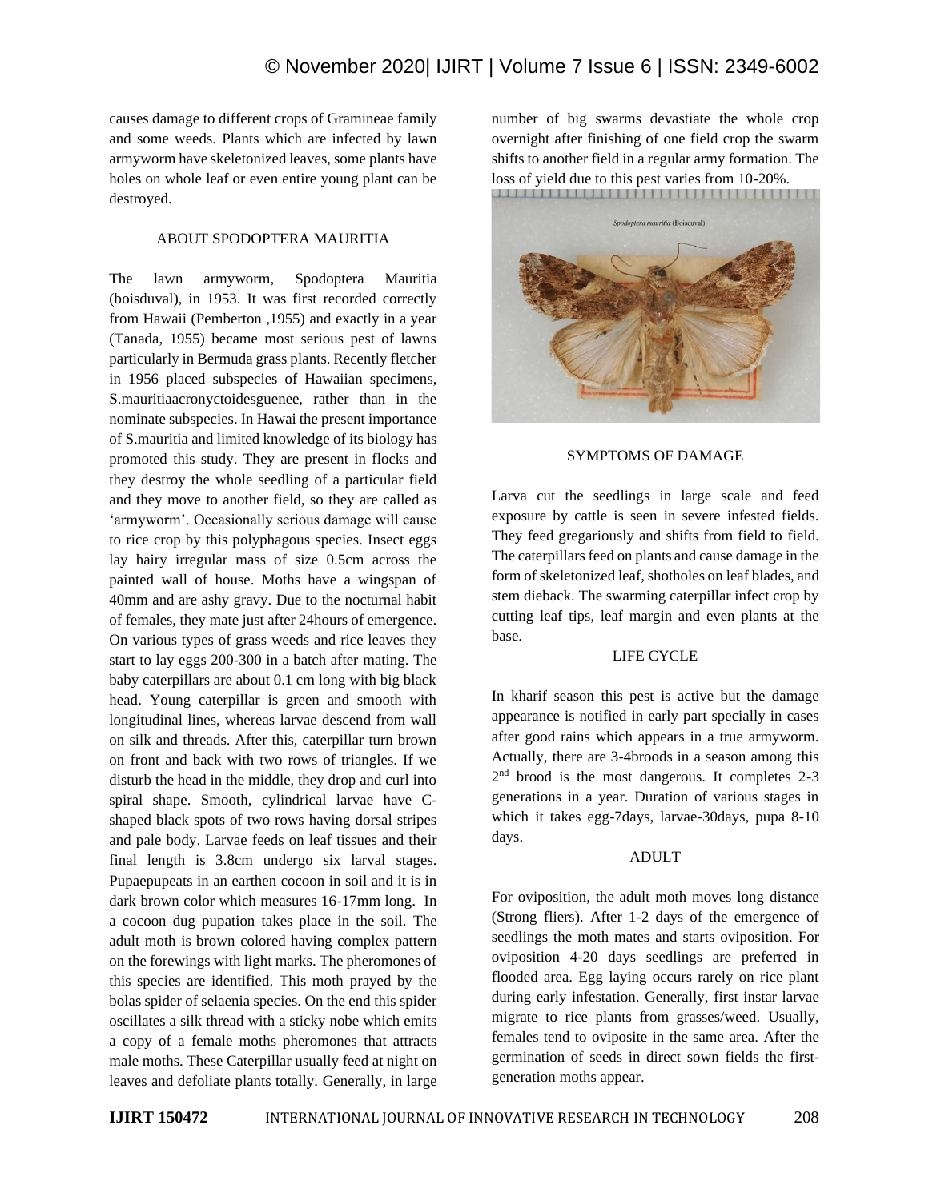causes damage to different crops of Gramineae family and some weeds. Plants which are infected by lawn armyworm have skeletonized leaves, some plants have holes on whole leaf or even entire young plant can be destroyed.

## ABOUT SPODOPTERA MAURITIA

The lawn armyworm, Spodoptera Mauritia (boisduval), in 1953. It was first recorded correctly from Hawaii (Pemberton ,1955) and exactly in a year (Tanada, 1955) became most serious pest of lawns particularly in Bermuda grass plants. Recently fletcher in 1956 placed subspecies of Hawaiian specimens, S.mauritiaacronyctoidesguenee, rather than in the nominate subspecies. In Hawai the present importance of S.mauritia and limited knowledge of its biology has promoted this study. They are present in flocks and they destroy the whole seedling of a particular field and they move to another field, so they are called as 'armyworm'. Occasionally serious damage will cause to rice crop by this polyphagous species. Insect eggs lay hairy irregular mass of size 0.5cm across the painted wall of house. Moths have a wingspan of 40mm and are ashy gravy. Due to the nocturnal habit of females, they mate just after 24hours of emergence. On various types of grass weeds and rice leaves they start to lay eggs 200-300 in a batch after mating. The baby caterpillars are about 0.1 cm long with big black head. Young caterpillar is green and smooth with longitudinal lines, whereas larvae descend from wall on silk and threads. After this, caterpillar turn brown on front and back with two rows of triangles. If we disturb the head in the middle, they drop and curl into spiral shape. Smooth, cylindrical larvae have C-shaped black spots of two rows having dorsal stripes and pale body. Larvae feeds on leaf tissues and their final length is 3.8cm undergo six larval stages. Pupaepupeats in an earthen cocoon in soil and it is in dark brown color which measures 16-17mm long. In a cocoon dug pupation takes place in the soil. The adult moth is brown colored having complex pattern on the forewings with light marks. The pheromones of this species are identified. This moth prayed by the bolas spider of selaenia species. On the end this spider oscillates a silk thread with a sticky nobe which emits a copy of a female moths pheromones that attracts male moths. These Caterpillar usually feed at night on leaves and defoliate plants totally. Generally, in large number of big swarms devastiate the whole crop overnight after finishing of one field crop the swarm shifts to another field in a regular army formation. The loss of yield due to this pest varies from 10-20%.

## SYMPTOMS OF DAMAGE

Larva cut the seedlings in large scale and feed exposure by cattle is seen in severe infested fields. They feed gregariously and shifts from field to field. The caterpillars feed on plants and cause damage in the form of skeletonized leaf, shotholes on leaf blades, and stem dieback. The swarming caterpillar infect crop by cutting leaf tips, leaf margin and even plants at the base.

## LIFE CYCLE

In kharif season this pest is active but the damage appearance is notified in early part specially in cases after good rains which appears in a true armyworm. Actually, there are 3-4broods in a season among this 2nd brood is the most dangerous. It completes 2-3 generations in a year. Duration of various stages in which it takes egg-7days, larvae-30days, pupa 8-10 days.

## ADULT

For oviposition, the adult moth moves long distance (Strong fliers). After 1-2 days of the emergence of seedlings the moth mates and starts oviposition. For oviposition 4-20 days seedlings are preferred in flooded area. Egg laying occurs rarely on rice plant during early infestation. Generally, first instar larvae migrate to rice plants from grasses/weed. Usually, females tend to oviposite in the same area. After the germination of seeds in direct sown fields the first-generation moths appear.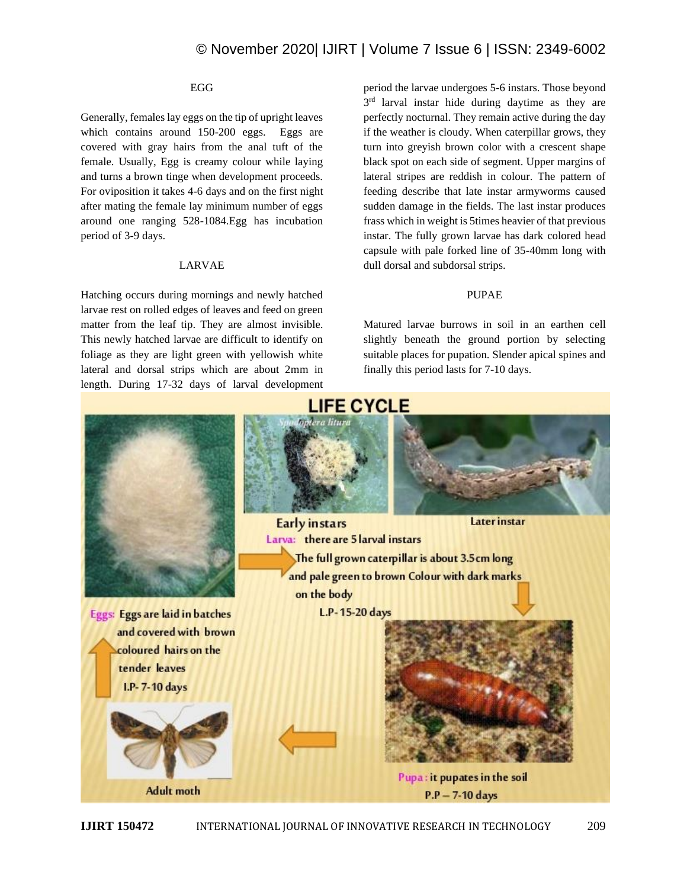## EGG

Generally, females lay eggs on the tip of upright leaves which contains around 150-200 eggs. Eggs are covered with gray hairs from the anal tuft of the female. Usually, Egg is creamy colour while laying and turns a brown tinge when development proceeds. For oviposition it takes 4-6 days and on the first night after mating the female lay minimum number of eggs around one ranging 528-1084.Egg has incubation period of 3-9 days.

## LARVAE

Hatching occurs during mornings and newly hatched larvae rest on rolled edges of leaves and feed on green matter from the leaf tip. They are almost invisible. This newly hatched larvae are difficult to identify on foliage as they are light green with yellowish white lateral and dorsal strips which are about 2mm in length. During 17-32 days of larval development period the larvae undergoes 5-6 instars. Those beyond 3rd larval instar hide during daytime as they are perfectly nocturnal. They remain active during the day if the weather is cloudy. When caterpillar grows, they turn into greyish brown color with a crescent shape black spot on each side of segment. Upper margins of lateral stripes are reddish in colour. The pattern of feeding describe that late instar armyworms caused sudden damage in the fields. The last instar produces frass which in weight is 5times heavier of that previous instar. The fully grown larvae has dark colored head capsule with pale forked line of 35-40mm long with dull dorsal and subdorsal strips.

## PUPAE

Matured larvae burrows in soil in an earthen cell slightly beneath the ground portion by selecting suitable places for pupation. Slender apical spines and finally this period lasts for 7-10 days.

**LIFE CYCLE**

*Spodoptera litura*

Early instars

Later instar

Larva: there are 5 larval instars

The full grown caterpillar is about 3.5cm long and pale green to brown Colour with dark marks on the body

L.P- 15-20 days

Eggs: Eggs are laid in batches and covered with brown coloured hairs on the tender leaves

I.P- 7-10 days

Pupa: it pupates in the soil

P.P – 7-10 days

Adult moth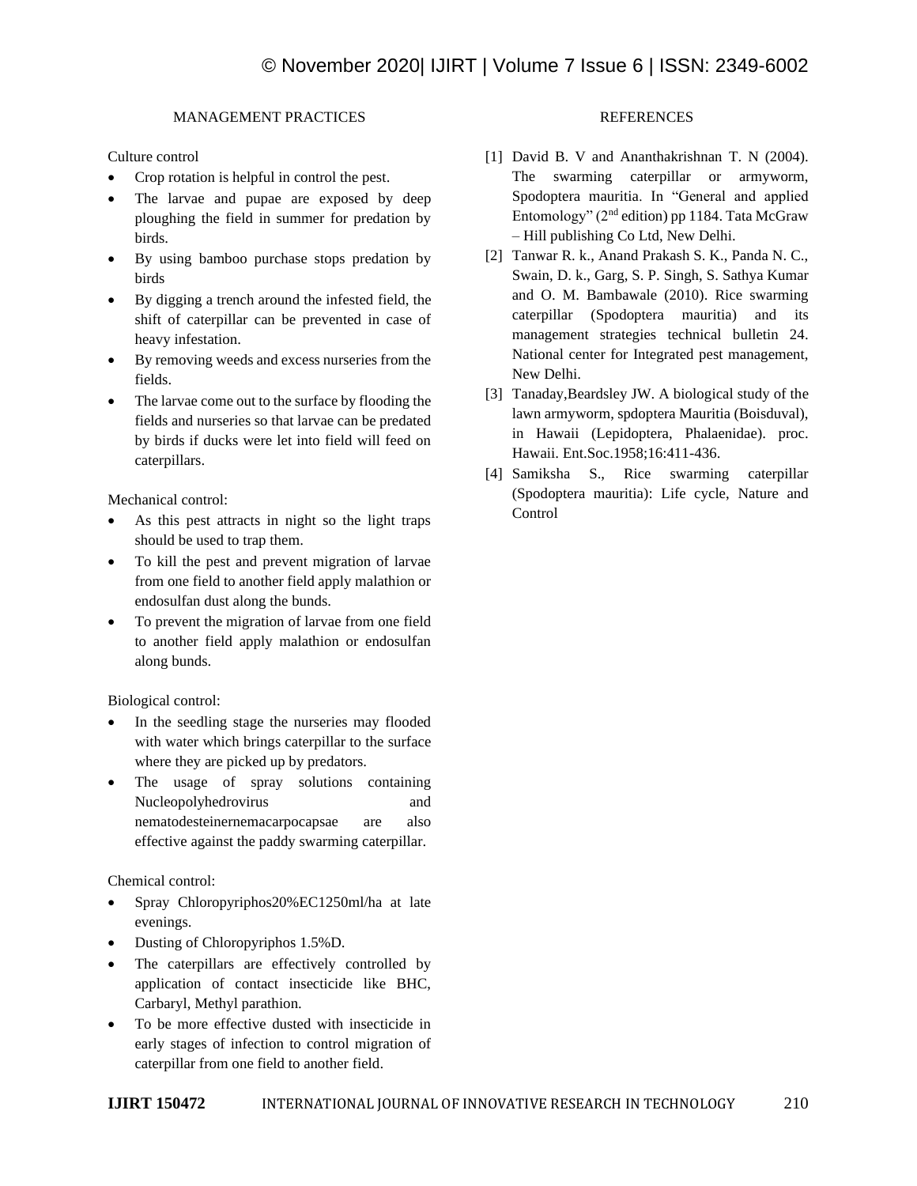## MANAGEMENT PRACTICES

Culture control

- Crop rotation is helpful in control the pest.
- The larvae and pupae are exposed by deep ploughing the field in summer for predation by birds.
- By using bamboo purchase stops predation by birds
- By digging a trench around the infested field, the shift of caterpillar can be prevented in case of heavy infestation.
- By removing weeds and excess nurseries from the fields.
- The larvae come out to the surface by flooding the fields and nurseries so that larvae can be predated by birds if ducks were let into field will feed on caterpillars.

Mechanical control:

- As this pest attracts in night so the light traps should be used to trap them.
- To kill the pest and prevent migration of larvae from one field to another field apply malathion or endosulfan dust along the bunds.
- To prevent the migration of larvae from one field to another field apply malathion or endosulfan along bunds.

Biological control:

- In the seedling stage the nurseries may flooded with water which brings caterpillar to the surface where they are picked up by predators.
- The usage of spray solutions containing Nucleopolyhedrovirus and nematodesteinernemacarpocapsae are also effective against the paddy swarming caterpillar.

Chemical control:

- Spray Chloropyriphos20%EC1250ml/ha at late evenings.
- Dusting of Chloropyriphos 1.5%D.
- The caterpillars are effectively controlled by application of contact insecticide like BHC, Carbaryl, Methyl parathion.
- To be more effective dusted with insecticide in early stages of infection to control migration of caterpillar from one field to another field.

## REFERENCES

[1] David B. V and Ananthakrishnan T. N (2004). The swarming caterpillar or armyworm, Spodoptera mauritia. In "General and applied Entomology" (2nd edition) pp 1184. Tata McGraw – Hill publishing Co Ltd, New Delhi.

[2] Tanwar R. k., Anand Prakash S. K., Panda N. C., Swain, D. k., Garg, S. P. Singh, S. Sathya Kumar and O. M. Bambawale (2010). Rice swarming caterpillar (Spodoptera mauritia) and its management strategies technical bulletin 24. National center for Integrated pest management, New Delhi.

[3] Tanaday,Beardsley JW. A biological study of the lawn armyworm, spdoptera Mauritia (Boisduval), in Hawaii (Lepidoptera, Phalaenidae). proc. Hawaii. Ent.Soc.1958;16:411-436.

[4] Samiksha S., Rice swarming caterpillar (Spodoptera mauritia): Life cycle, Nature and Control